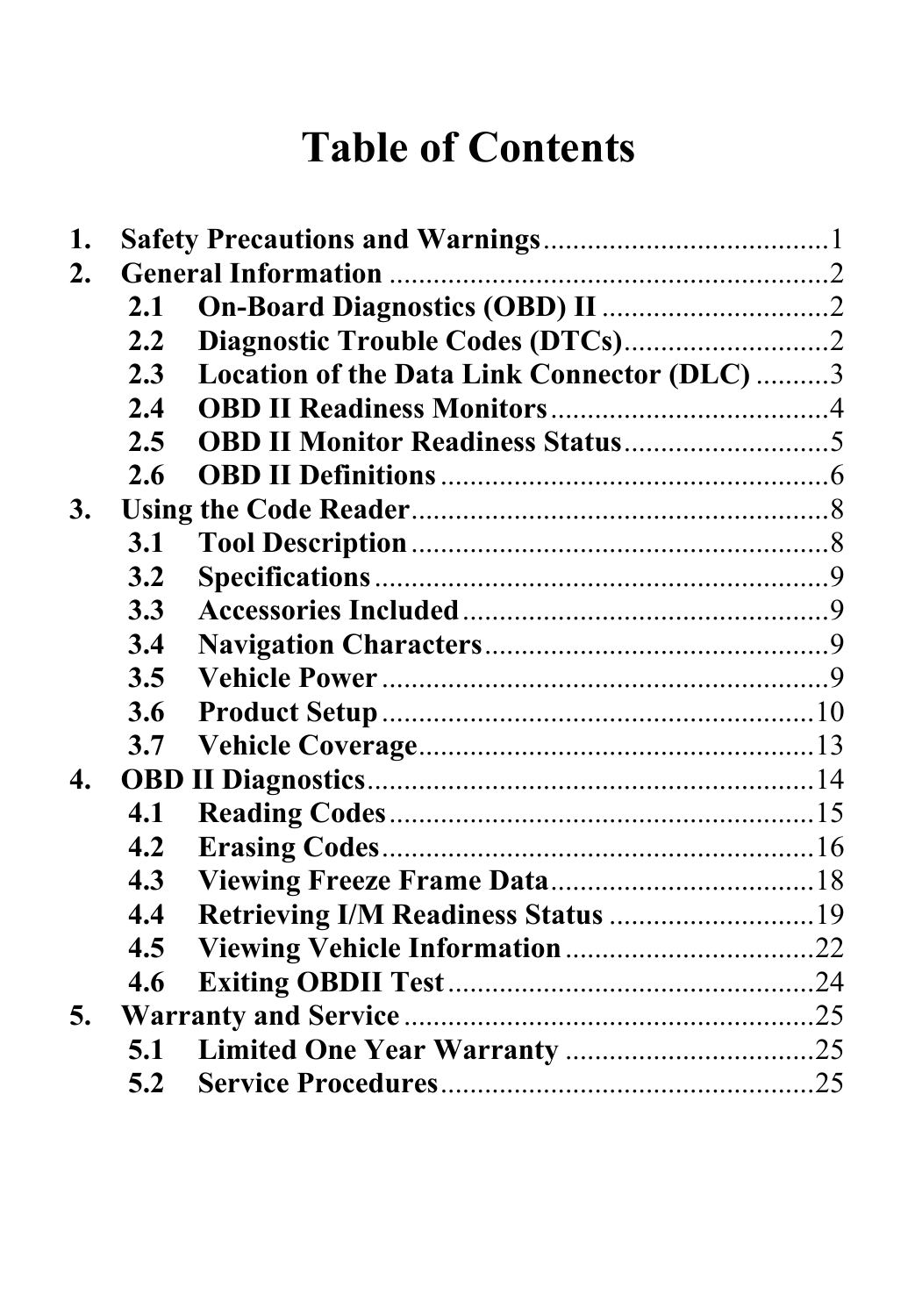# Table of Contents

1. **Safety Precautions and Warnings** .......................................1
2. **General Information** ............................................................2
   - 2.1 **On-Board Diagnostics (OBD) II** ...............................2
   - 2.2 **Diagnostic Trouble Codes (DTCs)** ............................2
   - 2.3 **Location of the Data Link Connector (DLC)** ..........3
   - 2.4 **OBD II Readiness Monitors** ......................................4
   - 2.5 **OBD II Monitor Readiness Status** ............................5
   - 2.6 **OBD II Definitions** .....................................................6
3. **Using the Code Reader** .........................................................8
   - 3.1 **Tool Description** .........................................................8
   - 3.2 **Specifications** ..............................................................9
   - 3.3 **Accessories Included** ..................................................9
   - 3.4 **Navigation Characters** ................................................9
   - 3.5 **Vehicle Power** .............................................................9
   - 3.6 **Product Setup** ............................................................10
   - 3.7 **Vehicle Coverage** .......................................................13
4. **OBD II Diagnostics** ..............................................................14
   - 4.1 **Reading Codes** ...........................................................15
   - 4.2 **Erasing Codes** ............................................................16
   - 4.3 **Viewing Freeze Frame Data** .....................................18
   - 4.4 **Retrieving I/M Readiness Status** .............................19
   - 4.5 **Viewing Vehicle Information** ..................................22
   - 4.6 **Exiting OBDII Test** ...................................................24
5. **Warranty and Service** .........................................................25
   - 5.1 **Limited One Year Warranty** ...................................25
   - 5.2 **Service Procedures** ....................................................25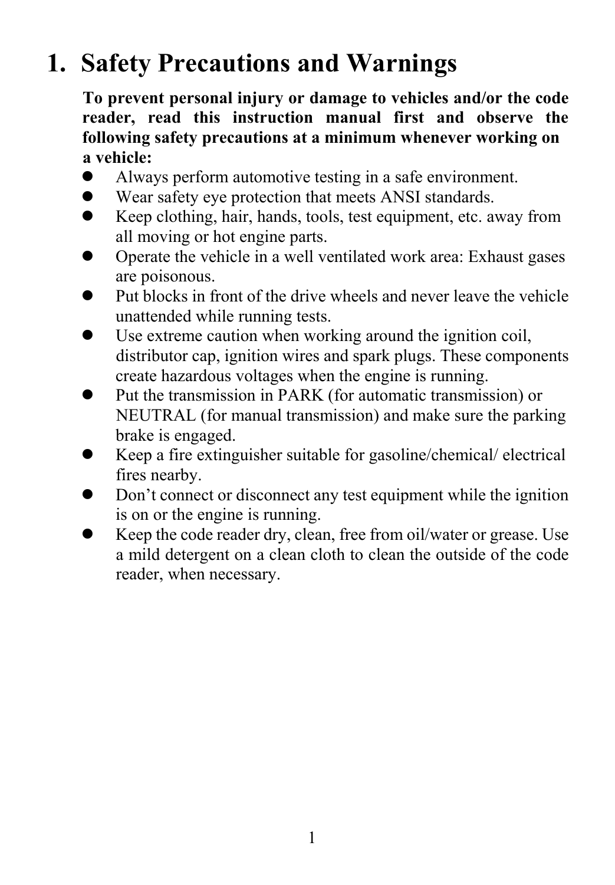# 1. Safety Precautions and Warnings

**To prevent personal injury or damage to vehicles and/or the code reader, read this instruction manual first and observe the following safety precautions at a minimum whenever working on a vehicle:**

- Always perform automotive testing in a safe environment.
- Wear safety eye protection that meets ANSI standards.
- Keep clothing, hair, hands, tools, test equipment, etc. away from all moving or hot engine parts.
- Operate the vehicle in a well ventilated work area: Exhaust gases are poisonous.
- Put blocks in front of the drive wheels and never leave the vehicle unattended while running tests.
- Use extreme caution when working around the ignition coil, distributor cap, ignition wires and spark plugs. These components create hazardous voltages when the engine is running.
- Put the transmission in PARK (for automatic transmission) or NEUTRAL (for manual transmission) and make sure the parking brake is engaged.
- Keep a fire extinguisher suitable for gasoline/chemical/ electrical fires nearby.
- Don't connect or disconnect any test equipment while the ignition is on or the engine is running.
- Keep the code reader dry, clean, free from oil/water or grease. Use a mild detergent on a clean cloth to clean the outside of the code reader, when necessary.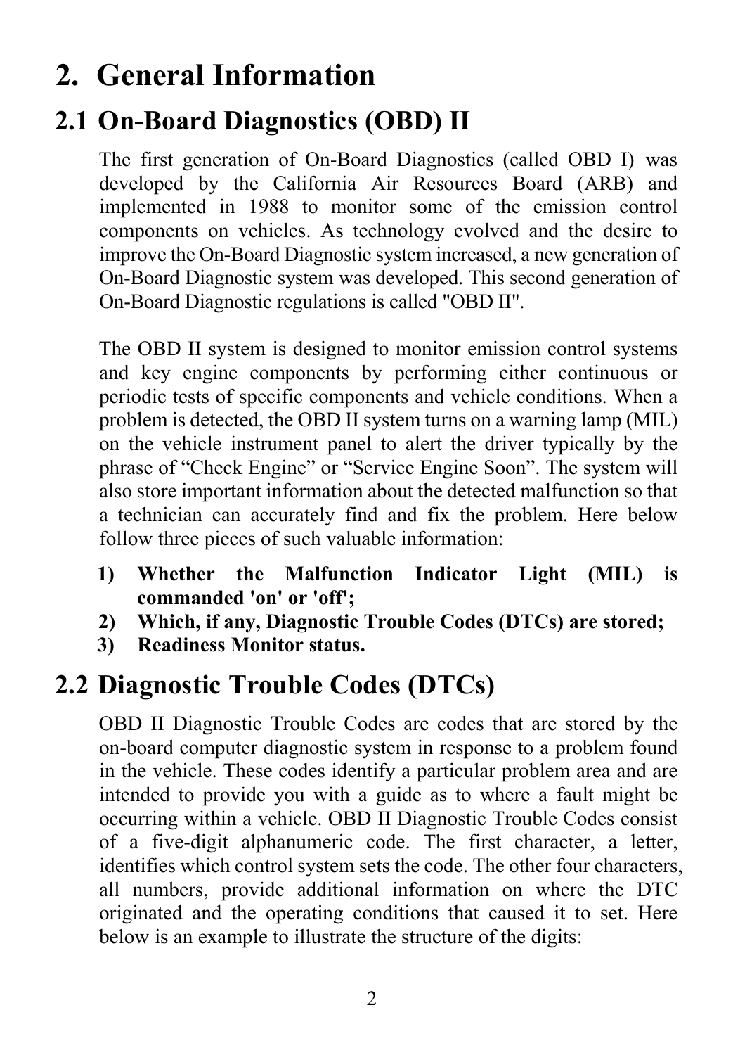# 2. General Information

## 2.1 On-Board Diagnostics (OBD) II

The first generation of On-Board Diagnostics (called OBD I) was developed by the California Air Resources Board (ARB) and implemented in 1988 to monitor some of the emission control components on vehicles. As technology evolved and the desire to improve the On-Board Diagnostic system increased, a new generation of On-Board Diagnostic system was developed. This second generation of On-Board Diagnostic regulations is called "OBD II".

The OBD II system is designed to monitor emission control systems and key engine components by performing either continuous or periodic tests of specific components and vehicle conditions. When a problem is detected, the OBD II system turns on a warning lamp (MIL) on the vehicle instrument panel to alert the driver typically by the phrase of “Check Engine” or “Service Engine Soon”. The system will also store important information about the detected malfunction so that a technician can accurately find and fix the problem. Here below follow three pieces of such valuable information:

1) **Whether the Malfunction Indicator Light (MIL) is commanded 'on' or 'off';**
2) **Which, if any, Diagnostic Trouble Codes (DTCs) are stored;**
3) **Readiness Monitor status.**

## 2.2 Diagnostic Trouble Codes (DTCs)

OBD II Diagnostic Trouble Codes are codes that are stored by the on-board computer diagnostic system in response to a problem found in the vehicle. These codes identify a particular problem area and are intended to provide you with a guide as to where a fault might be occurring within a vehicle. OBD II Diagnostic Trouble Codes consist of a five-digit alphanumeric code. The first character, a letter, identifies which control system sets the code. The other four characters, all numbers, provide additional information on where the DTC originated and the operating conditions that caused it to set. Here below is an example to illustrate the structure of the digits: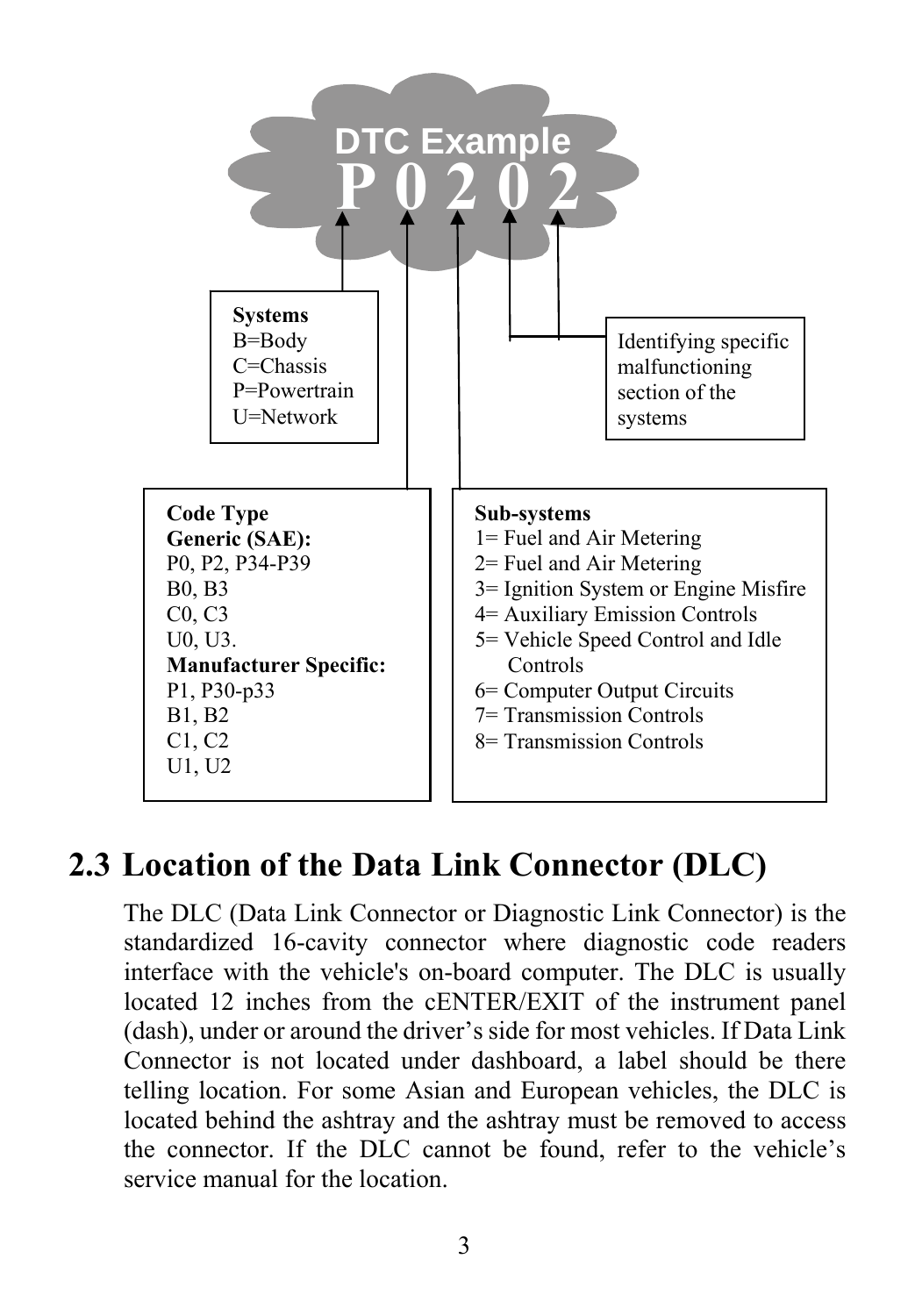**DTC Example**

**P 0 2 0 2**

**Systems**
B=Body
C=Chassis
P=Powertrain
U=Network

Identifying specific malfunctioning section of the systems

**Code Type**
**Generic (SAE):**
P0, P2, P34-P39
B0, B3
C0, C3
U0, U3.
**Manufacturer Specific:**
P1, P30-p33
B1, B2
C1, C2
U1, U2

**Sub-systems**
1= Fuel and Air Metering
2= Fuel and Air Metering
3= Ignition System or Engine Misfire
4= Auxiliary Emission Controls
5= Vehicle Speed Control and Idle Controls
6= Computer Output Circuits
7= Transmission Controls
8= Transmission Controls

## 2.3 Location of the Data Link Connector (DLC)

The DLC (Data Link Connector or Diagnostic Link Connector) is the standardized 16-cavity connector where diagnostic code readers interface with the vehicle's on-board computer. The DLC is usually located 12 inches from the cENTER/EXIT of the instrument panel (dash), under or around the driver's side for most vehicles. If Data Link Connector is not located under dashboard, a label should be there telling location. For some Asian and European vehicles, the DLC is located behind the ashtray and the ashtray must be removed to access the connector. If the DLC cannot be found, refer to the vehicle's service manual for the location.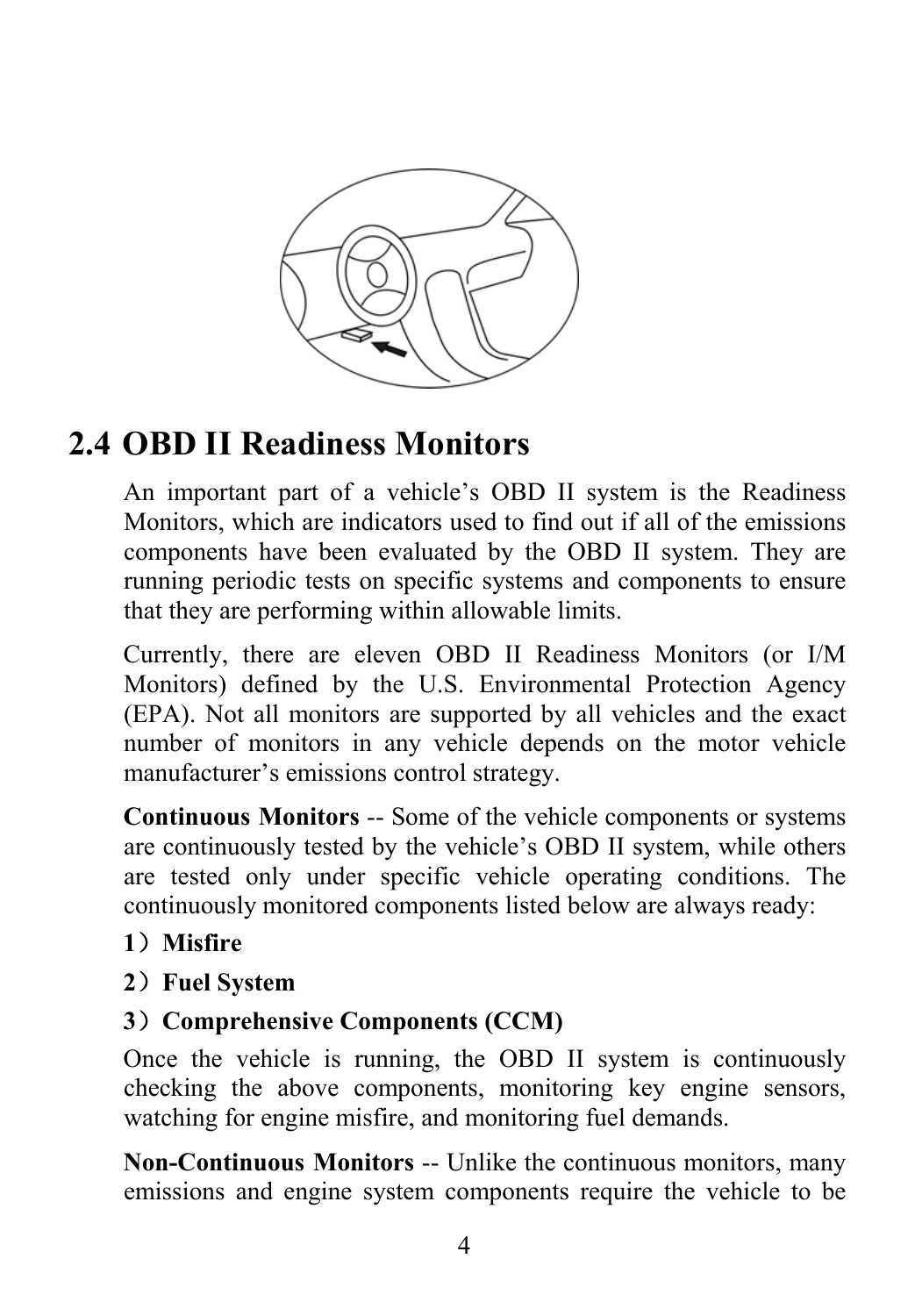## 2.4 OBD II Readiness Monitors

An important part of a vehicle's OBD II system is the Readiness Monitors, which are indicators used to find out if all of the emissions components have been evaluated by the OBD II system. They are running periodic tests on specific systems and components to ensure that they are performing within allowable limits.

Currently, there are eleven OBD II Readiness Monitors (or I/M Monitors) defined by the U.S. Environmental Protection Agency (EPA). Not all monitors are supported by all vehicles and the exact number of monitors in any vehicle depends on the motor vehicle manufacturer's emissions control strategy.

**Continuous Monitors** -- Some of the vehicle components or systems are continuously tested by the vehicle's OBD II system, while others are tested only under specific vehicle operating conditions. The continuously monitored components listed below are always ready:

**1）Misfire**

**2）Fuel System**

**3）Comprehensive Components (CCM)**

Once the vehicle is running, the OBD II system is continuously checking the above components, monitoring key engine sensors, watching for engine misfire, and monitoring fuel demands.

**Non-Continuous Monitors** -- Unlike the continuous monitors, many emissions and engine system components require the vehicle to be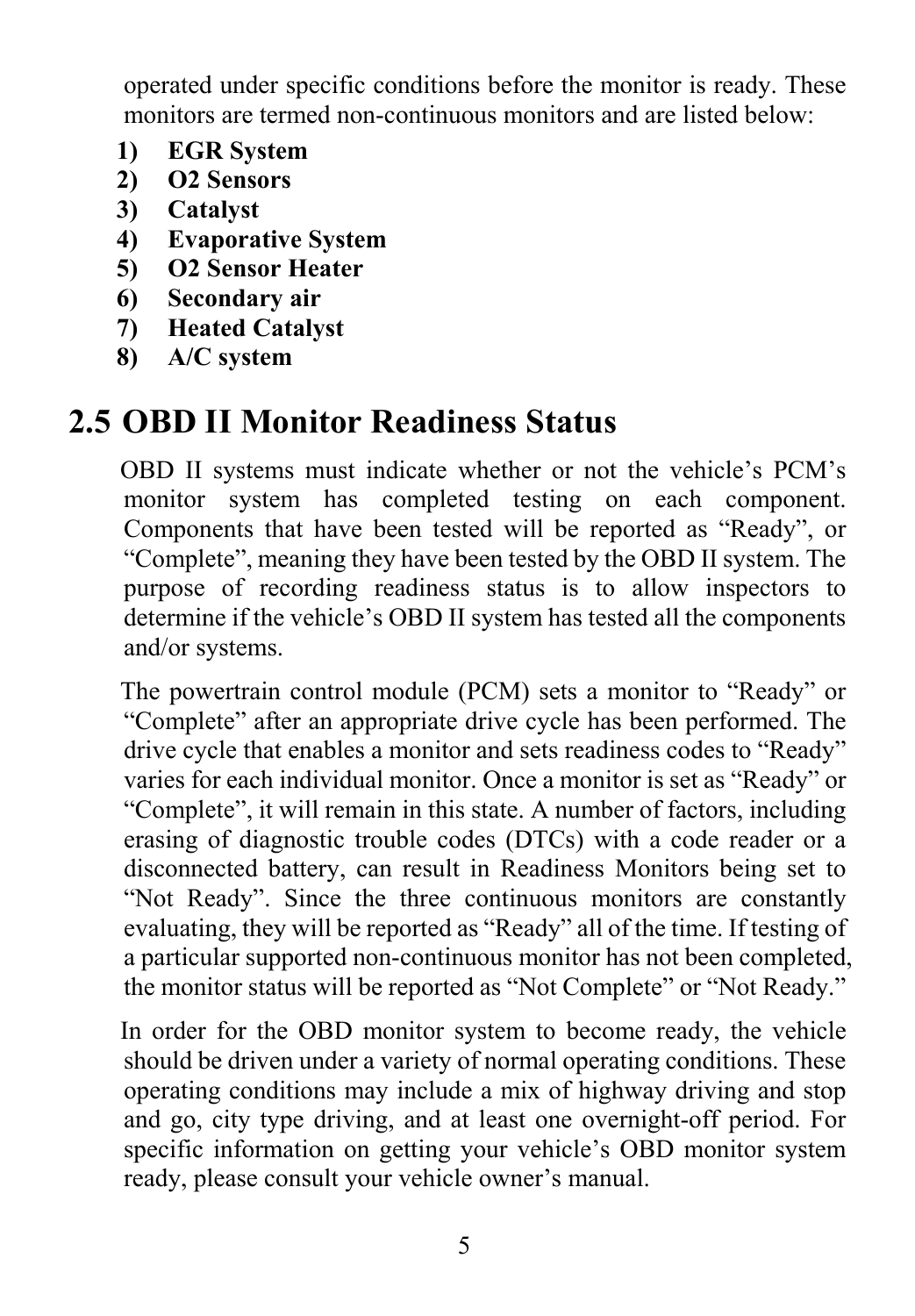operated under specific conditions before the monitor is ready. These monitors are termed non-continuous monitors and are listed below:

1) **EGR System**
2) **O2 Sensors**
3) **Catalyst**
4) **Evaporative System**
5) **O2 Sensor Heater**
6) **Secondary air**
7) **Heated Catalyst**
8) **A/C system**

## 2.5 OBD II Monitor Readiness Status

OBD II systems must indicate whether or not the vehicle's PCM's monitor system has completed testing on each component. Components that have been tested will be reported as "Ready", or "Complete", meaning they have been tested by the OBD II system. The purpose of recording readiness status is to allow inspectors to determine if the vehicle's OBD II system has tested all the components and/or systems.

The powertrain control module (PCM) sets a monitor to "Ready" or "Complete" after an appropriate drive cycle has been performed. The drive cycle that enables a monitor and sets readiness codes to "Ready" varies for each individual monitor. Once a monitor is set as "Ready" or "Complete", it will remain in this state. A number of factors, including erasing of diagnostic trouble codes (DTCs) with a code reader or a disconnected battery, can result in Readiness Monitors being set to "Not Ready". Since the three continuous monitors are constantly evaluating, they will be reported as "Ready" all of the time. If testing of a particular supported non-continuous monitor has not been completed, the monitor status will be reported as "Not Complete" or "Not Ready."

In order for the OBD monitor system to become ready, the vehicle should be driven under a variety of normal operating conditions. These operating conditions may include a mix of highway driving and stop and go, city type driving, and at least one overnight-off period. For specific information on getting your vehicle's OBD monitor system ready, please consult your vehicle owner's manual.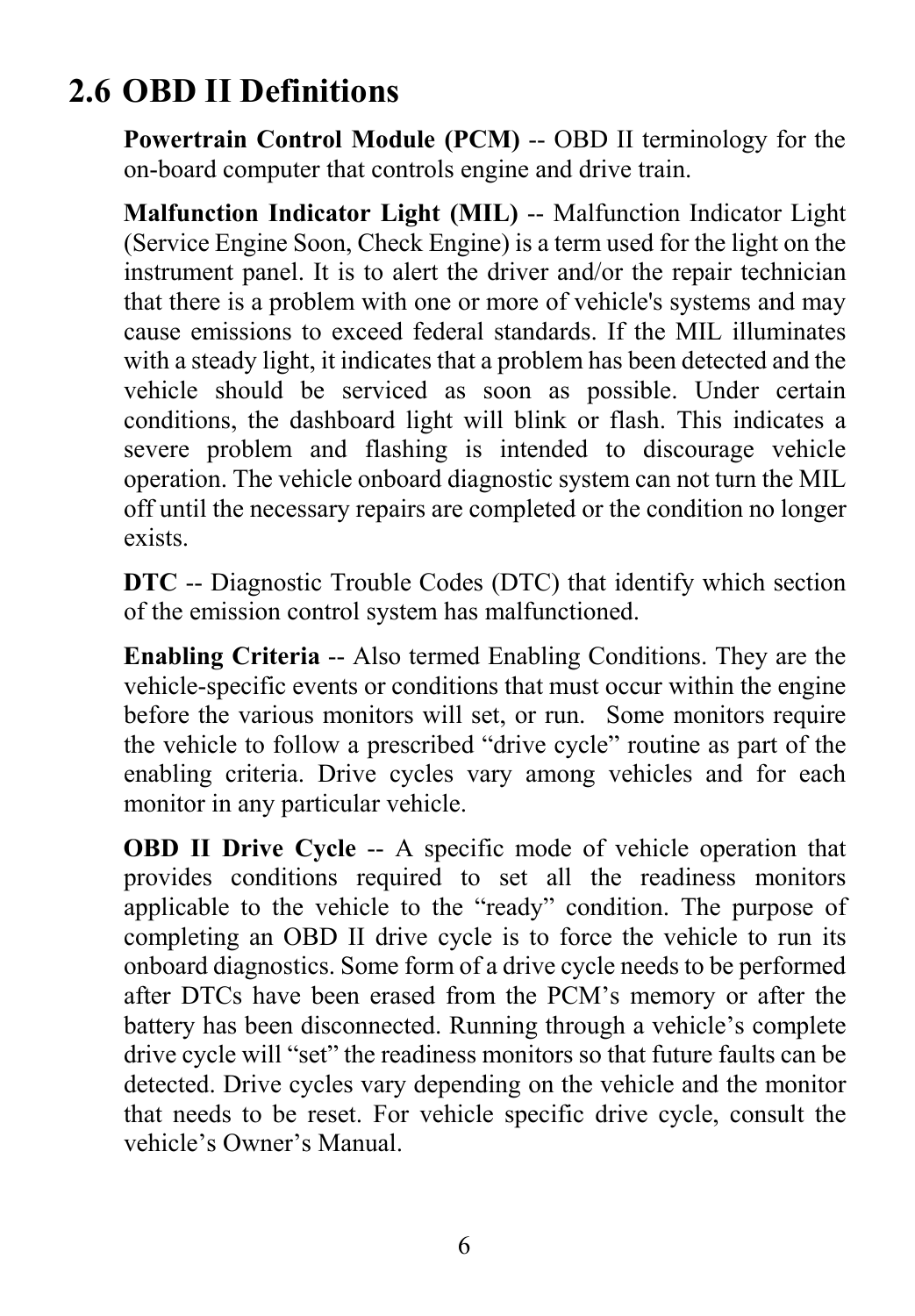## 2.6 OBD II Definitions

**Powertrain Control Module (PCM)** -- OBD II terminology for the on-board computer that controls engine and drive train.

**Malfunction Indicator Light (MIL)** -- Malfunction Indicator Light (Service Engine Soon, Check Engine) is a term used for the light on the instrument panel. It is to alert the driver and/or the repair technician that there is a problem with one or more of vehicle's systems and may cause emissions to exceed federal standards. If the MIL illuminates with a steady light, it indicates that a problem has been detected and the vehicle should be serviced as soon as possible. Under certain conditions, the dashboard light will blink or flash. This indicates a severe problem and flashing is intended to discourage vehicle operation. The vehicle onboard diagnostic system can not turn the MIL off until the necessary repairs are completed or the condition no longer exists.

**DTC** -- Diagnostic Trouble Codes (DTC) that identify which section of the emission control system has malfunctioned.

**Enabling Criteria** -- Also termed Enabling Conditions. They are the vehicle-specific events or conditions that must occur within the engine before the various monitors will set, or run. Some monitors require the vehicle to follow a prescribed “drive cycle” routine as part of the enabling criteria. Drive cycles vary among vehicles and for each monitor in any particular vehicle.

**OBD II Drive Cycle** -- A specific mode of vehicle operation that provides conditions required to set all the readiness monitors applicable to the vehicle to the “ready” condition. The purpose of completing an OBD II drive cycle is to force the vehicle to run its onboard diagnostics. Some form of a drive cycle needs to be performed after DTCs have been erased from the PCM’s memory or after the battery has been disconnected. Running through a vehicle’s complete drive cycle will “set” the readiness monitors so that future faults can be detected. Drive cycles vary depending on the vehicle and the monitor that needs to be reset. For vehicle specific drive cycle, consult the vehicle’s Owner’s Manual.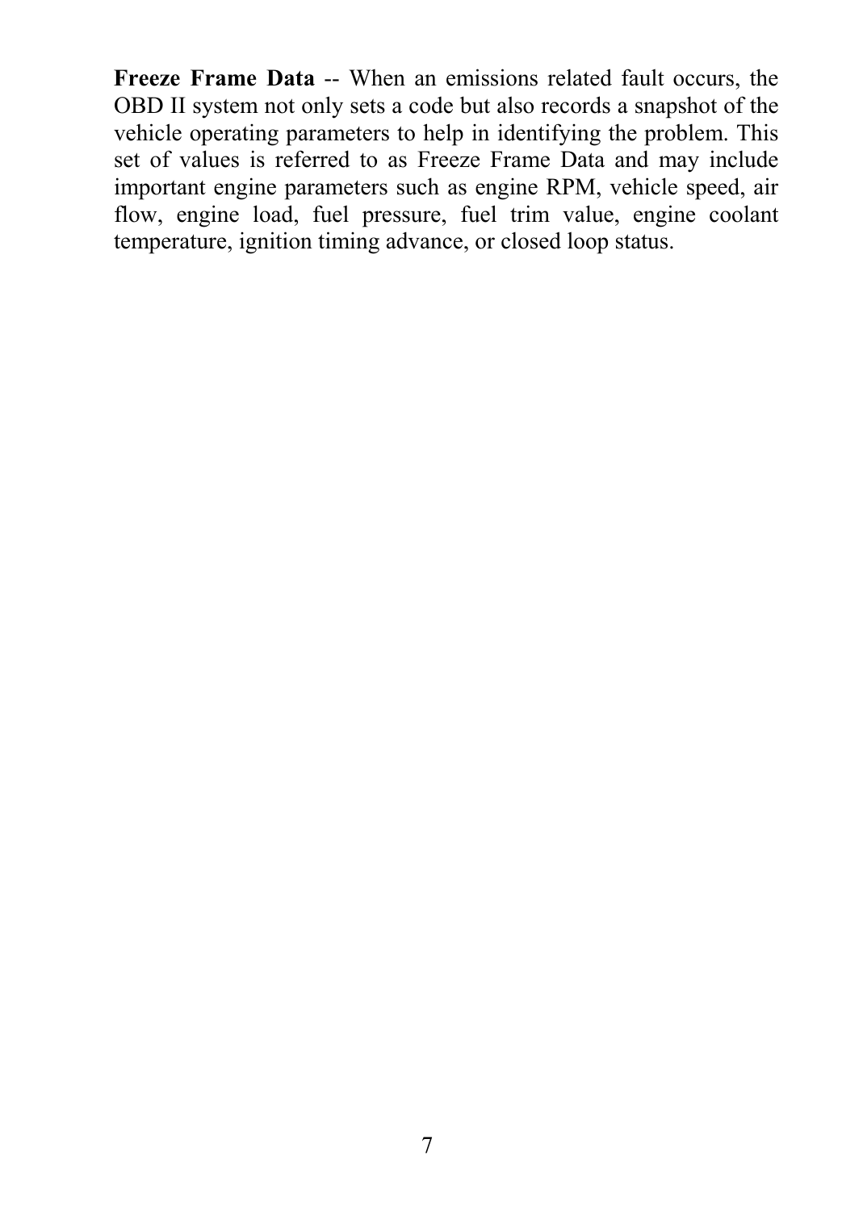**Freeze Frame Data** -- When an emissions related fault occurs, the OBD II system not only sets a code but also records a snapshot of the vehicle operating parameters to help in identifying the problem. This set of values is referred to as Freeze Frame Data and may include important engine parameters such as engine RPM, vehicle speed, air flow, engine load, fuel pressure, fuel trim value, engine coolant temperature, ignition timing advance, or closed loop status.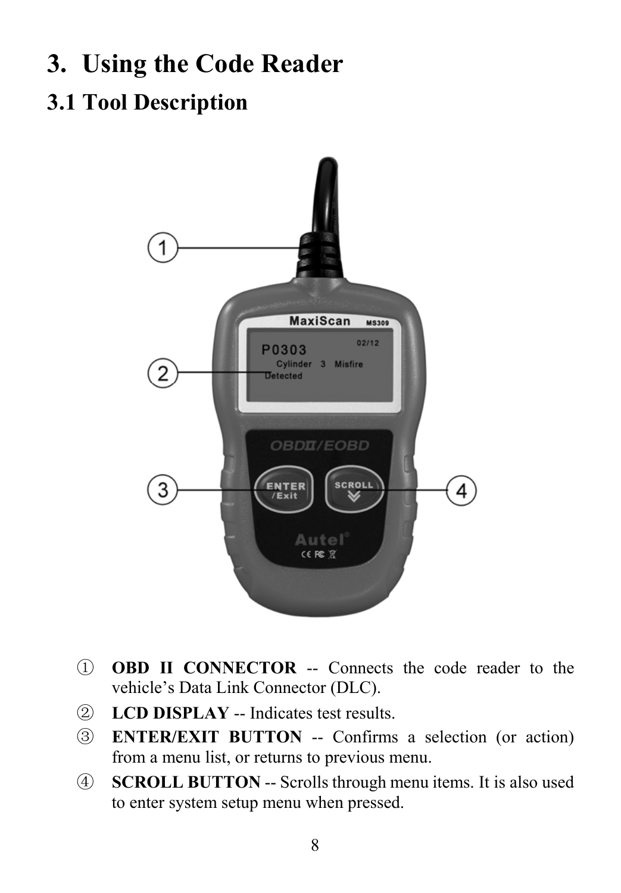# 3. Using the Code Reader

## 3.1 Tool Description

① **OBD II CONNECTOR** -- Connects the code reader to the vehicle's Data Link Connector (DLC).

② **LCD DISPLAY** -- Indicates test results.

③ **ENTER/EXIT BUTTON** -- Confirms a selection (or action) from a menu list, or returns to previous menu.

④ **SCROLL BUTTON** -- Scrolls through menu items. It is also used to enter system setup menu when pressed.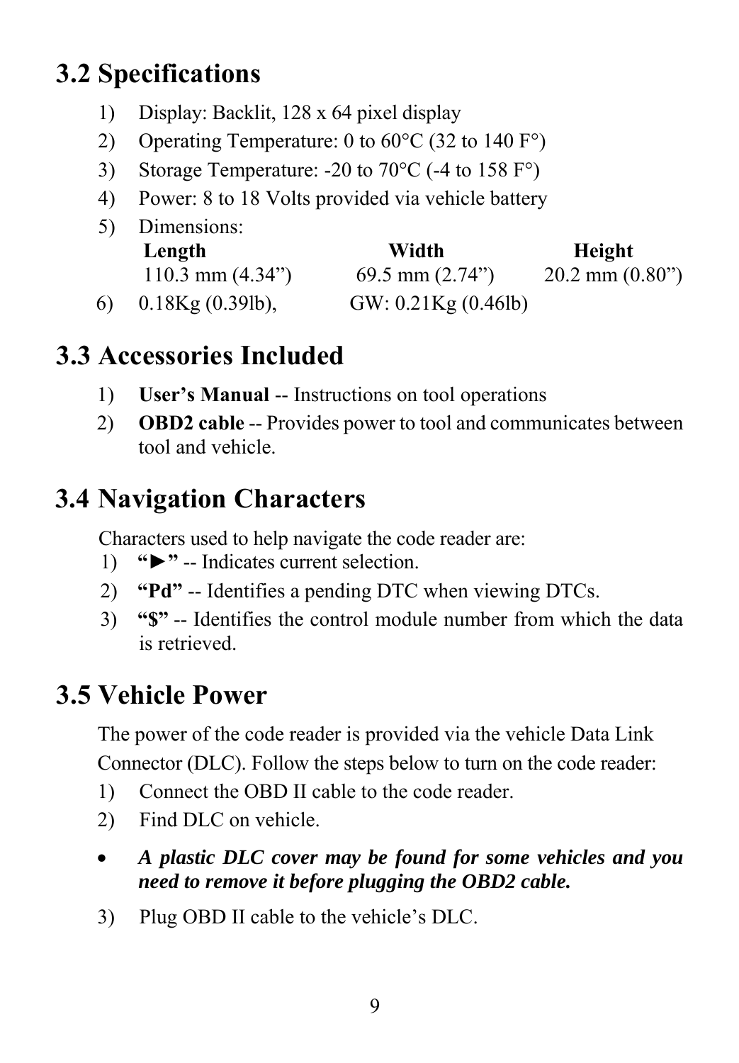## 3.2 Specifications

1) Display: Backlit, 128 x 64 pixel display
2) Operating Temperature: 0 to 60°C (32 to 140 F°)
3) Storage Temperature: -20 to 70°C (-4 to 158 F°)
4) Power: 8 to 18 Volts provided via vehicle battery
5) Dimensions:

| **Length** | **Width** | **Height** |
|---|---|---|
| 110.3 mm (4.34”) | 69.5 mm (2.74”) | 20.2 mm (0.80”) |

6) 0.18Kg (0.39lb), GW: 0.21Kg (0.46lb)

## 3.3 Accessories Included

1) **User’s Manual** -- Instructions on tool operations
2) **OBD2 cable** -- Provides power to tool and communicates between tool and vehicle.

## 3.4 Navigation Characters

Characters used to help navigate the code reader are:

1) **“►”** -- Indicates current selection.
2) **“Pd”** -- Identifies a pending DTC when viewing DTCs.
3) **“$”** -- Identifies the control module number from which the data is retrieved.

## 3.5 Vehicle Power

The power of the code reader is provided via the vehicle Data Link Connector (DLC). Follow the steps below to turn on the code reader:

1) Connect the OBD II cable to the code reader.
2) Find DLC on vehicle.

- ***A plastic DLC cover may be found for some vehicles and you need to remove it before plugging the OBD2 cable.***

3) Plug OBD II cable to the vehicle’s DLC.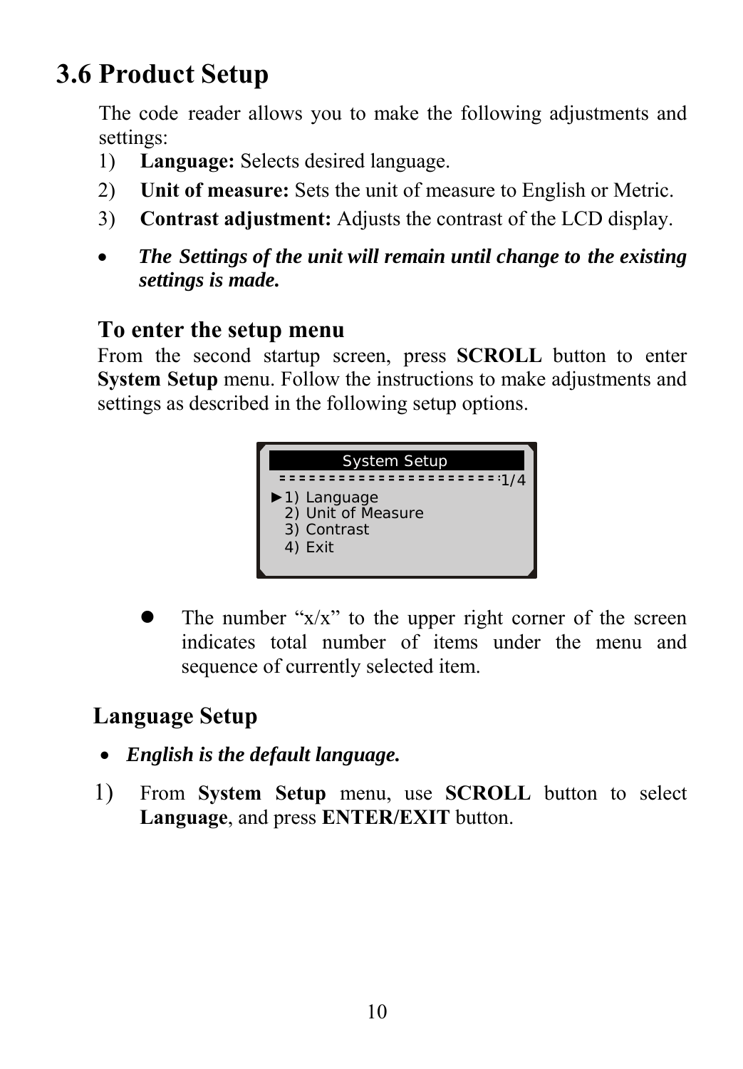## 3.6 Product Setup

The code reader allows you to make the following adjustments and settings:

1) **Language:** Selects desired language.
2) **Unit of measure:** Sets the unit of measure to English or Metric.
3) **Contrast adjustment:** Adjusts the contrast of the LCD display.

- ***The Settings of the unit will remain until change to the existing settings is made.***

### To enter the setup menu

From the second startup screen, press **SCROLL** button to enter **System Setup** menu. Follow the instructions to make adjustments and settings as described in the following setup options.

```
System Setup
=====================1/4
►1) Language
 2) Unit of Measure
 3) Contrast
 4) Exit
```

- The number "x/x" to the upper right corner of the screen indicates total number of items under the menu and sequence of currently selected item.

### Language Setup

- ***English is the default language.***

1) From **System Setup** menu, use **SCROLL** button to select **Language**, and press **ENTER/EXIT** button.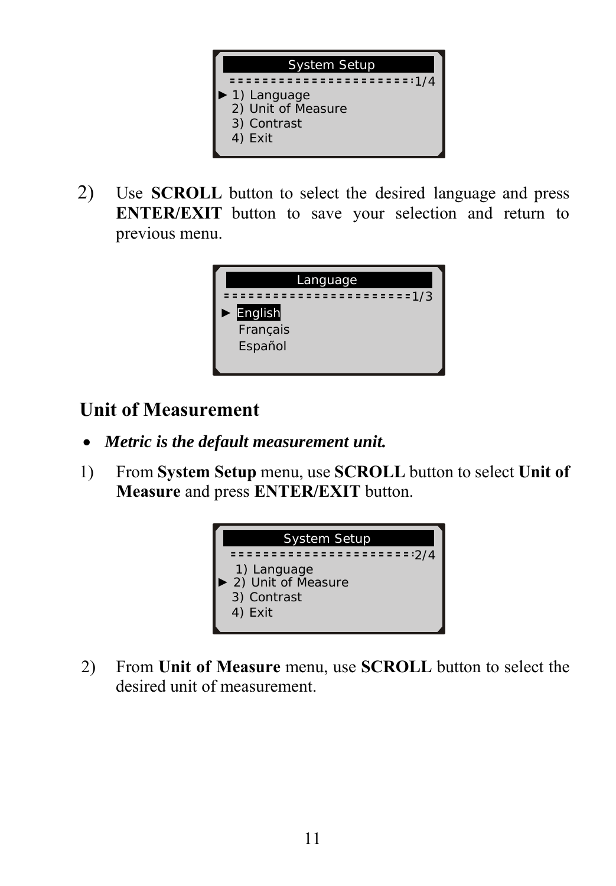```
System Setup
======================1/4
► 1) Language
  2) Unit of Measure
  3) Contrast
  4) Exit
```

2) Use **SCROLL** button to select the desired language and press **ENTER/EXIT** button to save your selection and return to previous menu.

```
Language
=======================1/3
► English
  Français
  Español
```

## Unit of Measurement

- ***Metric is the default measurement unit.***

1) From **System Setup** menu, use **SCROLL** button to select **Unit of Measure** and press **ENTER/EXIT** button.

```
System Setup
======================2/4
  1) Language
► 2) Unit of Measure
  3) Contrast
  4) Exit
```

2) From **Unit of Measure** menu, use **SCROLL** button to select the desired unit of measurement.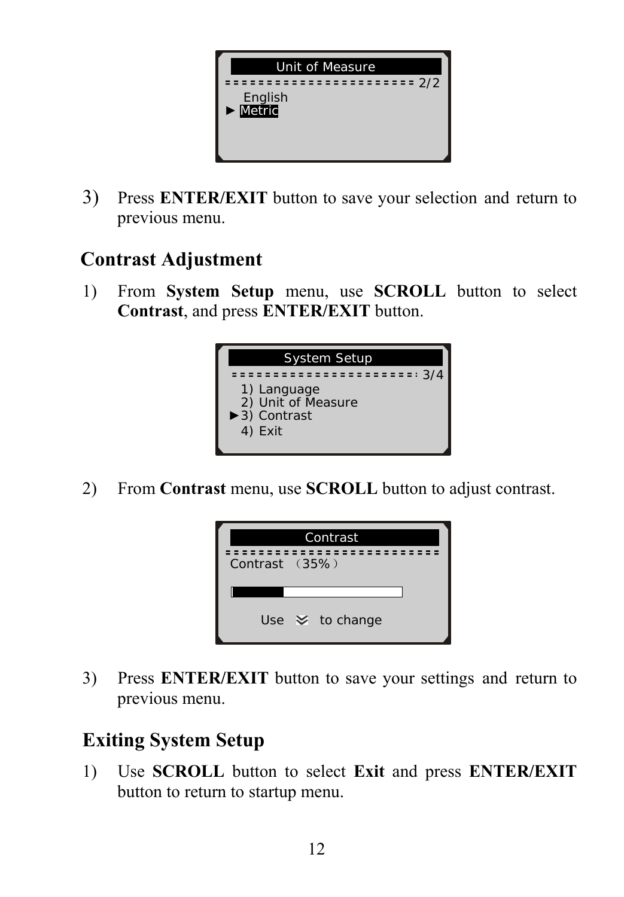3) Press **ENTER/EXIT** button to save your selection and return to previous menu.

## Contrast Adjustment

1) From **System Setup** menu, use **SCROLL** button to select **Contrast**, and press **ENTER/EXIT** button.

2) From **Contrast** menu, use **SCROLL** button to adjust contrast.

3) Press **ENTER/EXIT** button to save your settings and return to previous menu.

## Exiting System Setup

1) Use **SCROLL** button to select **Exit** and press **ENTER/EXIT** button to return to startup menu.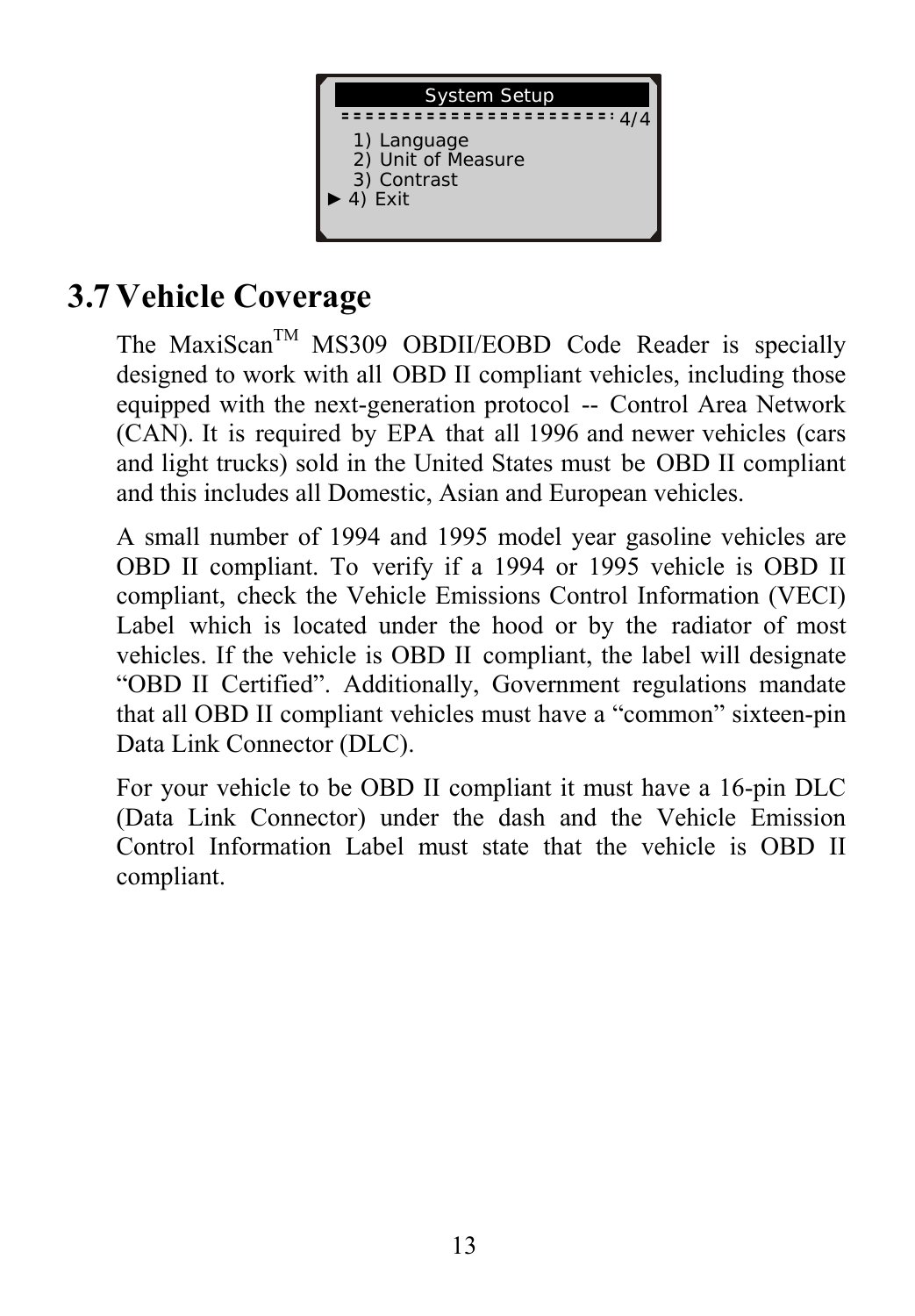```
System Setup
====================== 4/4
  1) Language
  2) Unit of Measure
  3) Contrast
► 4) Exit
```

## 3.7 Vehicle Coverage

The MaxiScan™ MS309 OBDII/EOBD Code Reader is specially designed to work with all OBD II compliant vehicles, including those equipped with the next-generation protocol -- Control Area Network (CAN). It is required by EPA that all 1996 and newer vehicles (cars and light trucks) sold in the United States must be OBD II compliant and this includes all Domestic, Asian and European vehicles.

A small number of 1994 and 1995 model year gasoline vehicles are OBD II compliant. To verify if a 1994 or 1995 vehicle is OBD II compliant, check the Vehicle Emissions Control Information (VECI) Label which is located under the hood or by the radiator of most vehicles. If the vehicle is OBD II compliant, the label will designate "OBD II Certified". Additionally, Government regulations mandate that all OBD II compliant vehicles must have a "common" sixteen-pin Data Link Connector (DLC).

For your vehicle to be OBD II compliant it must have a 16-pin DLC (Data Link Connector) under the dash and the Vehicle Emission Control Information Label must state that the vehicle is OBD II compliant.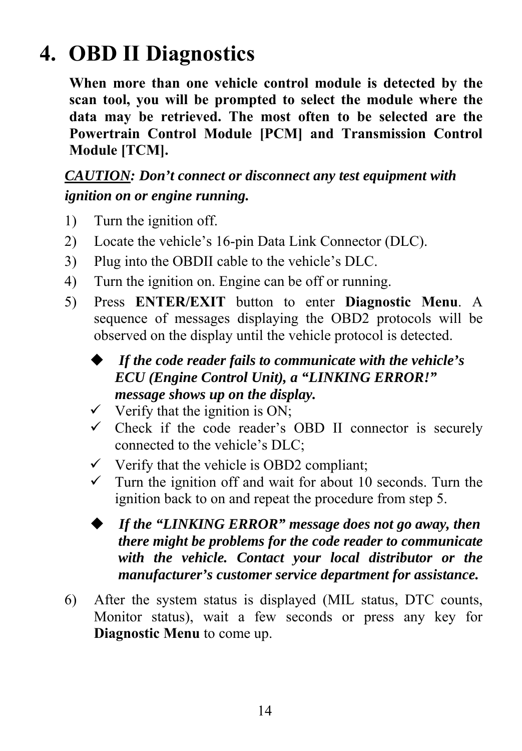# 4. OBD II Diagnostics

**When more than one vehicle control module is detected by the scan tool, you will be prompted to select the module where the data may be retrieved. The most often to be selected are the Powertrain Control Module [PCM] and Transmission Control Module [TCM].**

***CAUTION: Don't connect or disconnect any test equipment with ignition on or engine running.***

1) Turn the ignition off.
2) Locate the vehicle's 16-pin Data Link Connector (DLC).
3) Plug into the OBDII cable to the vehicle's DLC.
4) Turn the ignition on. Engine can be off or running.
5) Press **ENTER/EXIT** button to enter **Diagnostic Menu**. A sequence of messages displaying the OBD2 protocols will be observed on the display until the vehicle protocol is detected.

   ◆ ***If the code reader fails to communicate with the vehicle's ECU (Engine Control Unit), a "LINKING ERROR!" message shows up on the display.***
   - ✓ Verify that the ignition is ON;
   - ✓ Check if the code reader's OBD II connector is securely connected to the vehicle's DLC;
   - ✓ Verify that the vehicle is OBD2 compliant;
   - ✓ Turn the ignition off and wait for about 10 seconds. Turn the ignition back to on and repeat the procedure from step 5.

   ◆ ***If the "LINKING ERROR" message does not go away, then there might be problems for the code reader to communicate with the vehicle. Contact your local distributor or the manufacturer's customer service department for assistance.***

6) After the system status is displayed (MIL status, DTC counts, Monitor status), wait a few seconds or press any key for **Diagnostic Menu** to come up.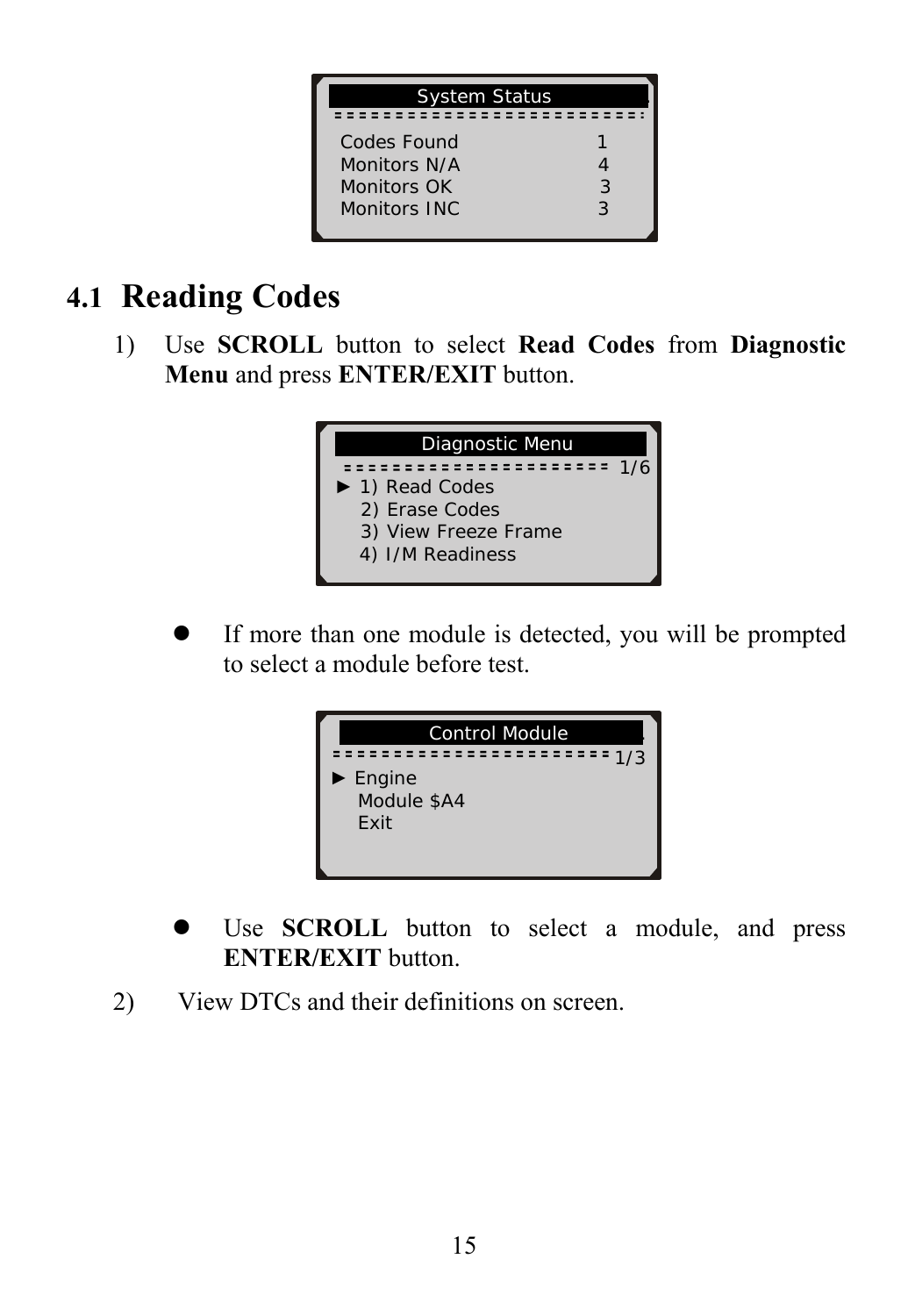```
System Status
========================
Codes Found            1
Monitors N/A           4
Monitors OK            3
Monitors INC           3
```

## 4.1 Reading Codes

1) Use **SCROLL** button to select **Read Codes** from **Diagnostic Menu** and press **ENTER/EXIT** button.

```
Diagnostic Menu
====================== 1/6
► 1) Read Codes
  2) Erase Codes
  3) View Freeze Frame
  4) I/M Readiness
```

- If more than one module is detected, you will be prompted to select a module before test.

```
Control Module
====================== 1/3
► Engine
  Module $A4
  Exit
```

- Use **SCROLL** button to select a module, and press **ENTER/EXIT** button.

2) View DTCs and their definitions on screen.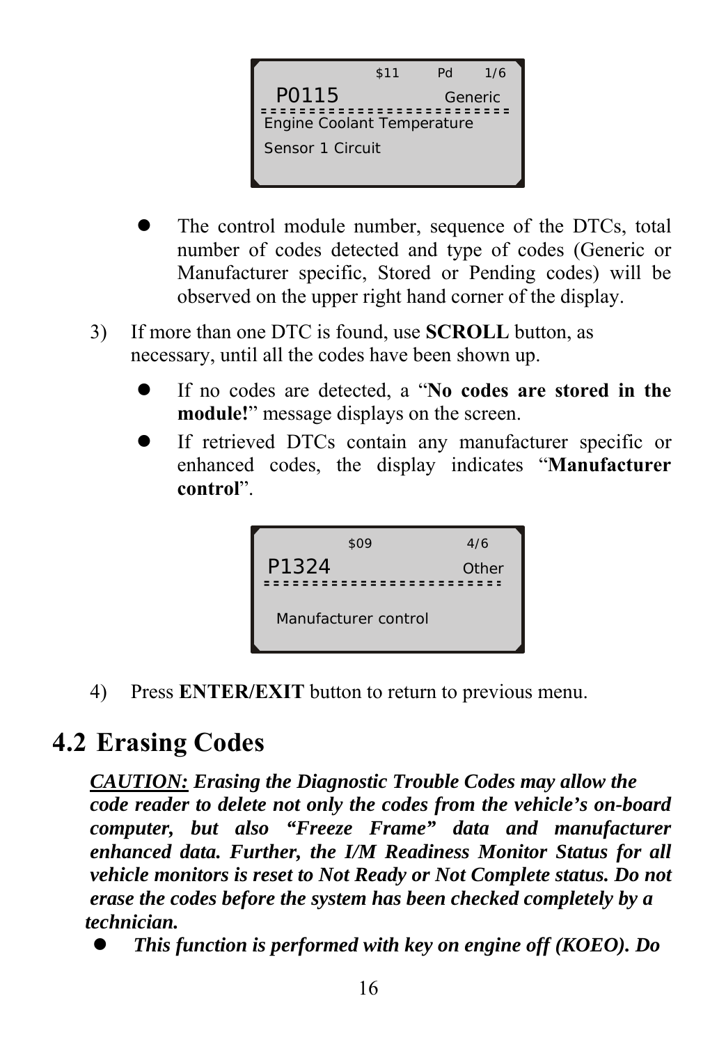```
        $11    Pd    1/6
 P0115           Generic
=========================
Engine Coolant Temperature
Sensor 1 Circuit
```

- The control module number, sequence of the DTCs, total number of codes detected and type of codes (Generic or Manufacturer specific, Stored or Pending codes) will be observed on the upper right hand corner of the display.

3) If more than one DTC is found, use **SCROLL** button, as necessary, until all the codes have been shown up.

   - If no codes are detected, a "**No codes are stored in the module!**" message displays on the screen.
   - If retrieved DTCs contain any manufacturer specific or enhanced codes, the display indicates "**Manufacturer control**".

```
        $09           4/6
P1324              Other
=========================

  Manufacturer control
```

4) Press **ENTER/EXIT** button to return to previous menu.

## 4.2 Erasing Codes

***CAUTION:*** ***Erasing the Diagnostic Trouble Codes may allow the code reader to delete not only the codes from the vehicle's on-board computer, but also "Freeze Frame" data and manufacturer enhanced data. Further, the I/M Readiness Monitor Status for all vehicle monitors is reset to Not Ready or Not Complete status. Do not erase the codes before the system has been checked completely by a technician.***

- ***This function is performed with key on engine off (KOEO). Do***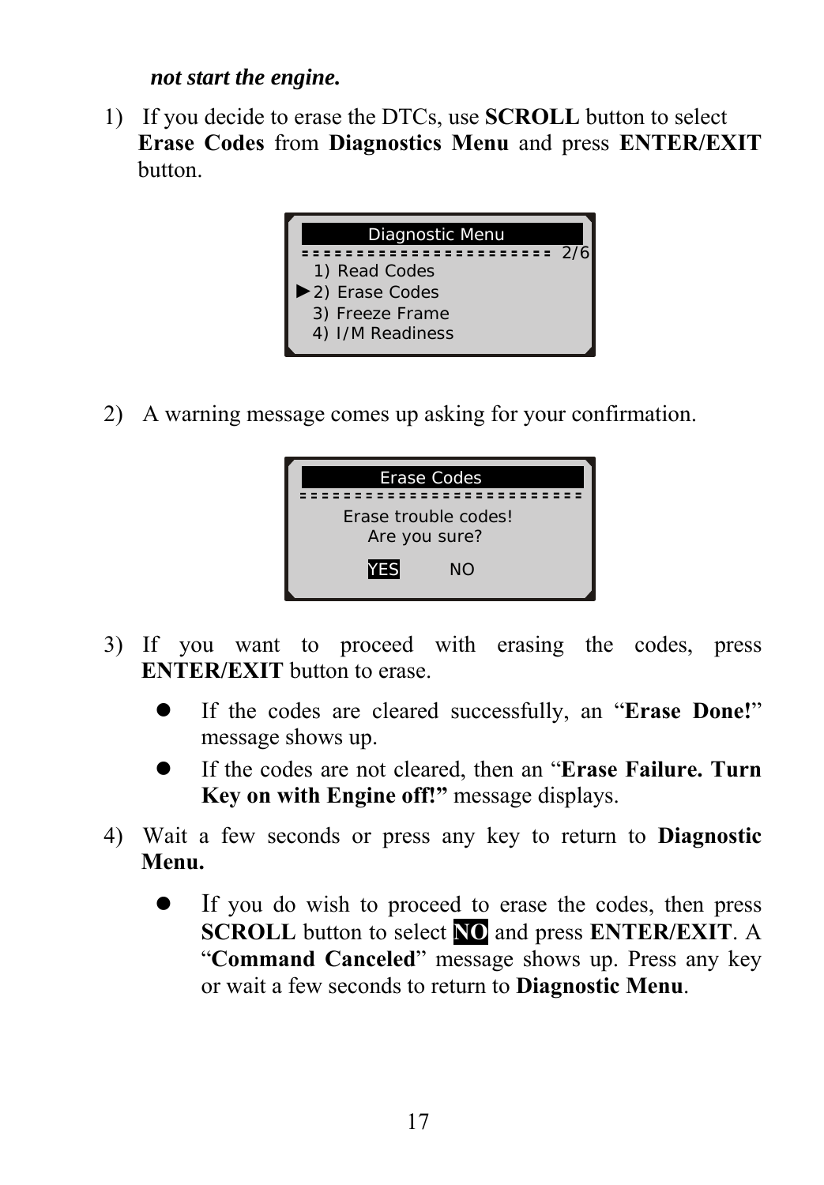***not start the engine.***

1) If you decide to erase the DTCs, use **SCROLL** button to select **Erase Codes** from **Diagnostics Menu** and press **ENTER/EXIT** button.

```
Diagnostic Menu
======================= 2/6
  1) Read Codes
► 2) Erase Codes
  3) Freeze Frame
  4) I/M Readiness
```

2) A warning message comes up asking for your confirmation.

```
Erase Codes
==========================
Erase trouble codes!
Are you sure?

YES        NO
```

3) If you want to proceed with erasing the codes, press **ENTER/EXIT** button to erase.

- If the codes are cleared successfully, an "**Erase Done!**" message shows up.
- If the codes are not cleared, then an "**Erase Failure. Turn Key on with Engine off!"** message displays.

4) Wait a few seconds or press any key to return to **Diagnostic Menu.**

- If you do wish to proceed to erase the codes, then press **SCROLL** button to select **NO** and press **ENTER/EXIT**. A "**Command Canceled**" message shows up. Press any key or wait a few seconds to return to **Diagnostic Menu**.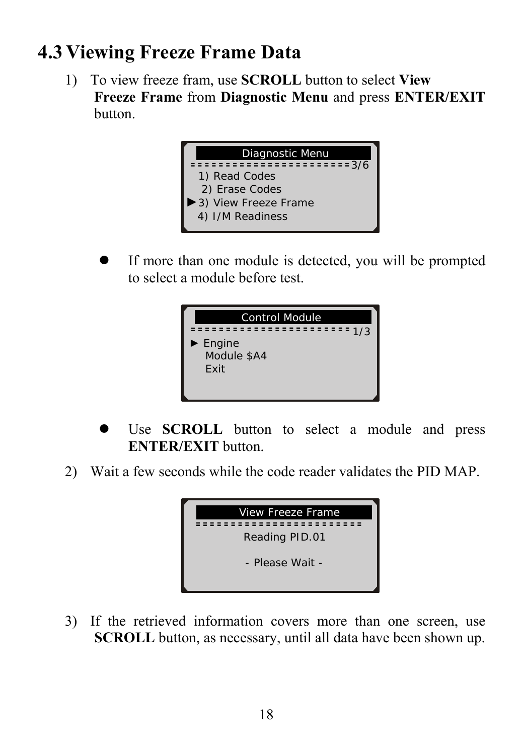## 4.3 Viewing Freeze Frame Data

1) To view freeze fram, use **SCROLL** button to select **View Freeze Frame** from **Diagnostic Menu** and press **ENTER/EXIT** button.

```
Diagnostic Menu
=======================3/6
 1) Read Codes
 2) Erase Codes
►3) View Freeze Frame
 4) I/M Readiness
```

- If more than one module is detected, you will be prompted to select a module before test.

```
Control Module
======================= 1/3
► Engine
  Module $A4
  Exit
```

- Use **SCROLL** button to select a module and press **ENTER/EXIT** button.

2) Wait a few seconds while the code reader validates the PID MAP.

```
View Freeze Frame
========================
Reading PID.01

- Please Wait -
```

3) If the retrieved information covers more than one screen, use **SCROLL** button, as necessary, until all data have been shown up.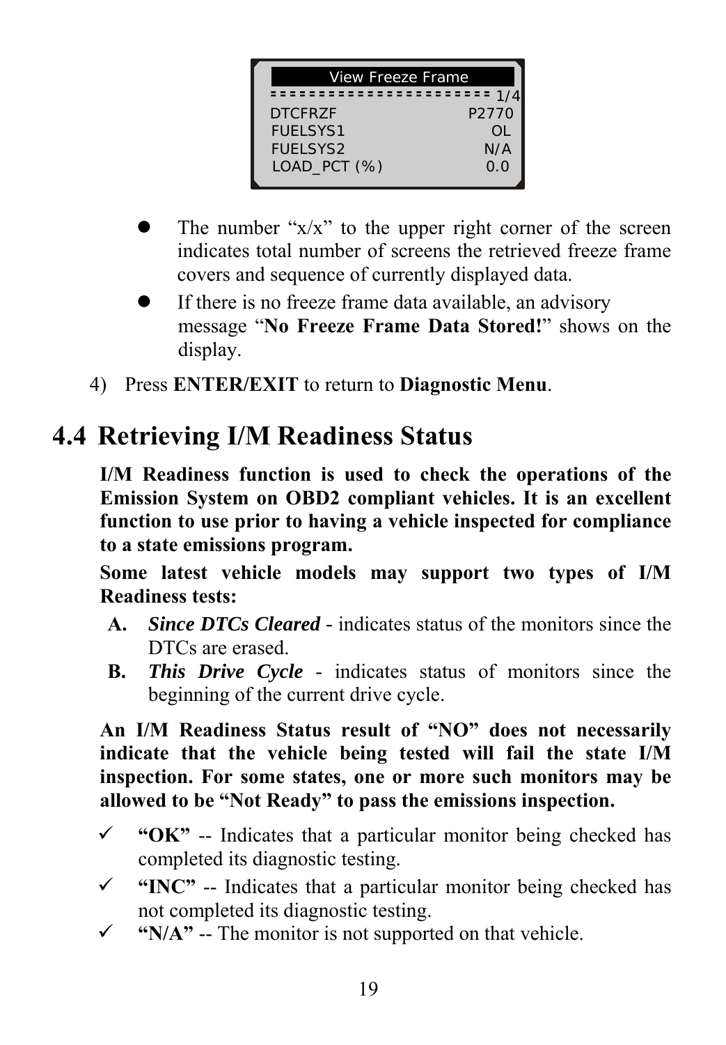```
View Freeze Frame
======================== 1/4
DTCFRZF                  P2770
FUELSYS1                    OL
FUELSYS2                   N/A
LOAD_PCT (%)               0.0
```

- The number "x/x" to the upper right corner of the screen indicates total number of screens the retrieved freeze frame covers and sequence of currently displayed data.
- If there is no freeze frame data available, an advisory message "**No Freeze Frame Data Stored!**" shows on the display.

4) Press **ENTER/EXIT** to return to **Diagnostic Menu**.

## 4.4 Retrieving I/M Readiness Status

**I/M Readiness function is used to check the operations of the Emission System on OBD2 compliant vehicles. It is an excellent function to use prior to having a vehicle inspected for compliance to a state emissions program.**

**Some latest vehicle models may support two types of I/M Readiness tests:**

**A.** ***Since DTCs Cleared*** - indicates status of the monitors since the DTCs are erased.

**B.** ***This Drive Cycle*** - indicates status of monitors since the beginning of the current drive cycle.

**An I/M Readiness Status result of "NO" does not necessarily indicate that the vehicle being tested will fail the state I/M inspection. For some states, one or more such monitors may be allowed to be "Not Ready" to pass the emissions inspection.**

- ✓ **"OK"** -- Indicates that a particular monitor being checked has completed its diagnostic testing.
- ✓ **"INC"** -- Indicates that a particular monitor being checked has not completed its diagnostic testing.
- ✓ **"N/A"** -- The monitor is not supported on that vehicle.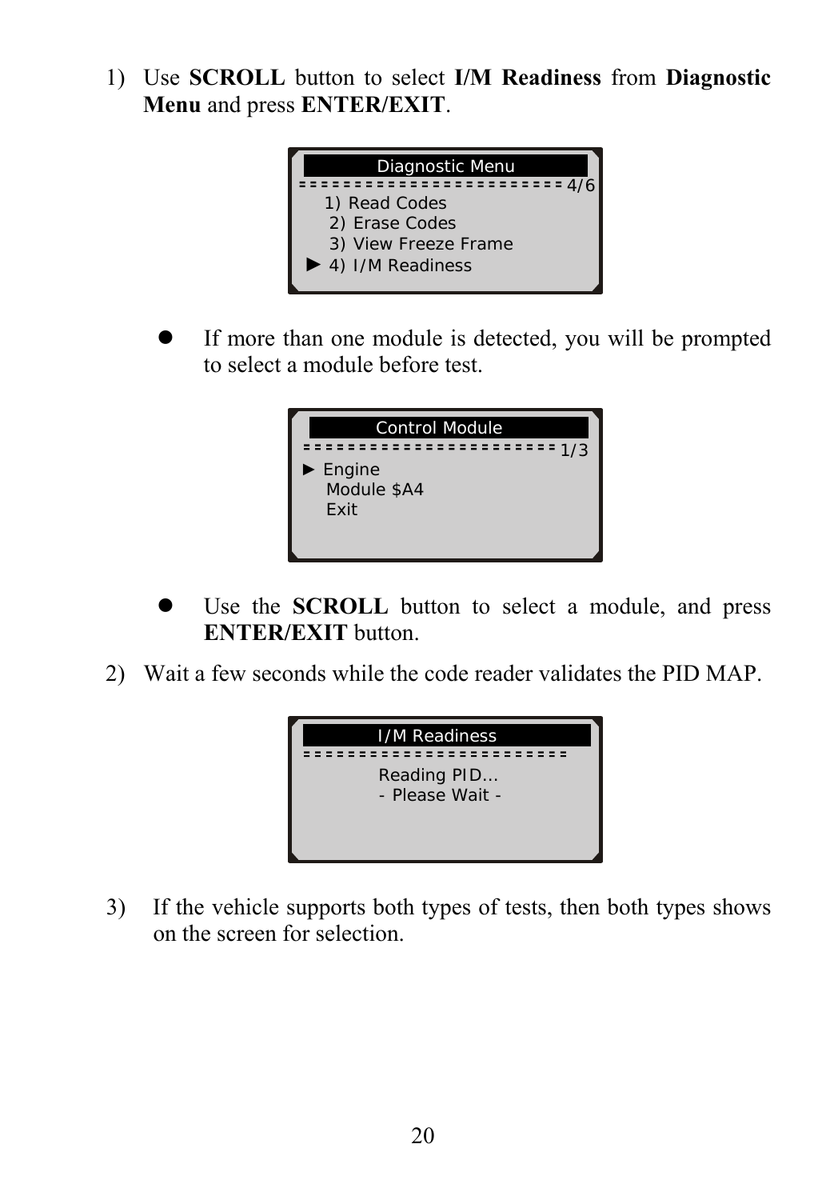1) Use **SCROLL** button to select **I/M Readiness** from **Diagnostic Menu** and press **ENTER/EXIT**.

```
       Diagnostic Menu
======================== 4/6
   1) Read Codes
   2) Erase Codes
   3) View Freeze Frame
 ► 4) I/M Readiness
```

- If more than one module is detected, you will be prompted to select a module before test.

```
       Control Module
======================= 1/3
► Engine
  Module $A4
  Exit
```

- Use the **SCROLL** button to select a module, and press **ENTER/EXIT** button.

2) Wait a few seconds while the code reader validates the PID MAP.

```
       I/M Readiness
=======================
       Reading PID...
       - Please Wait -
```

3) If the vehicle supports both types of tests, then both types shows on the screen for selection.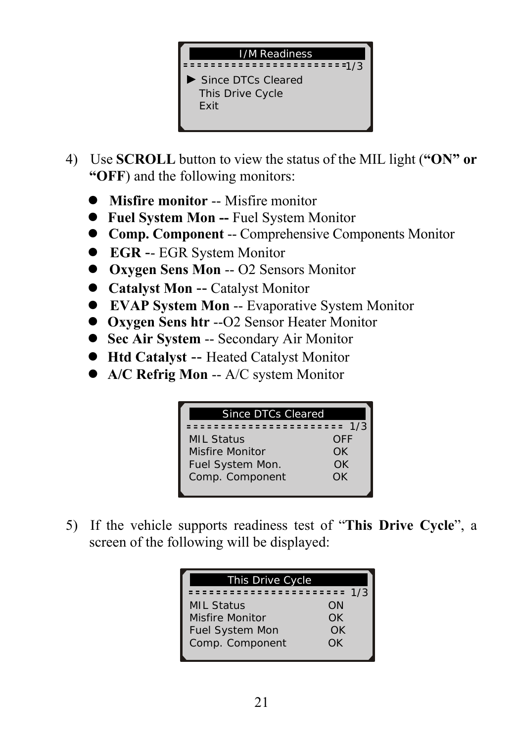```
I/M Readiness
=======================1/3
► Since DTCs Cleared
  This Drive Cycle
  Exit
```

4) Use **SCROLL** button to view the status of the MIL light (**"ON" or "OFF**) and the following monitors:

- **Misfire monitor** -- Misfire monitor
- **Fuel System Mon --** Fuel System Monitor
- **Comp. Component** -- Comprehensive Components Monitor
- **EGR** -- EGR System Monitor
- **Oxygen Sens Mon** -- O2 Sensors Monitor
- **Catalyst Mon --** Catalyst Monitor
- **EVAP System Mon** -- Evaporative System Monitor
- **Oxygen Sens htr** --O2 Sensor Heater Monitor
- **Sec Air System** -- Secondary Air Monitor
- **Htd Catalyst --** Heated Catalyst Monitor
- **A/C Refrig Mon** -- A/C system Monitor

```
Since DTCs Cleared
======================= 1/3
MIL Status              OFF
Misfire Monitor         OK
Fuel System Mon.        OK
Comp. Component         OK
```

5) If the vehicle supports readiness test of "**This Drive Cycle**", a screen of the following will be displayed:

```
This Drive Cycle
======================= 1/3
MIL Status              ON
Misfire Monitor         OK
Fuel System Mon         OK
Comp. Component         OK
```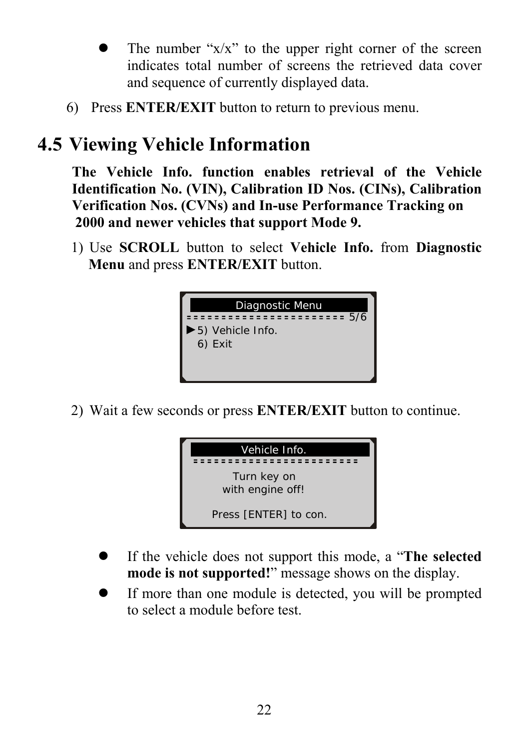- The number "x/x" to the upper right corner of the screen indicates total number of screens the retrieved data cover and sequence of currently displayed data.

6) Press **ENTER/EXIT** button to return to previous menu.

## 4.5 Viewing Vehicle Information

**The Vehicle Info. function enables retrieval of the Vehicle Identification No. (VIN), Calibration ID Nos. (CINs), Calibration Verification Nos. (CVNs) and In-use Performance Tracking on 2000 and newer vehicles that support Mode 9.**

1) Use **SCROLL** button to select **Vehicle Info.** from **Diagnostic Menu** and press **ENTER/EXIT** button.

```
Diagnostic Menu
======================= 5/6
►5) Vehicle Info.
 6) Exit
```

2) Wait a few seconds or press **ENTER/EXIT** button to continue.

```
Vehicle Info.
=======================
Turn key on
with engine off!

Press [ENTER] to con.
```

- If the vehicle does not support this mode, a "**The selected mode is not supported!**" message shows on the display.
- If more than one module is detected, you will be prompted to select a module before test.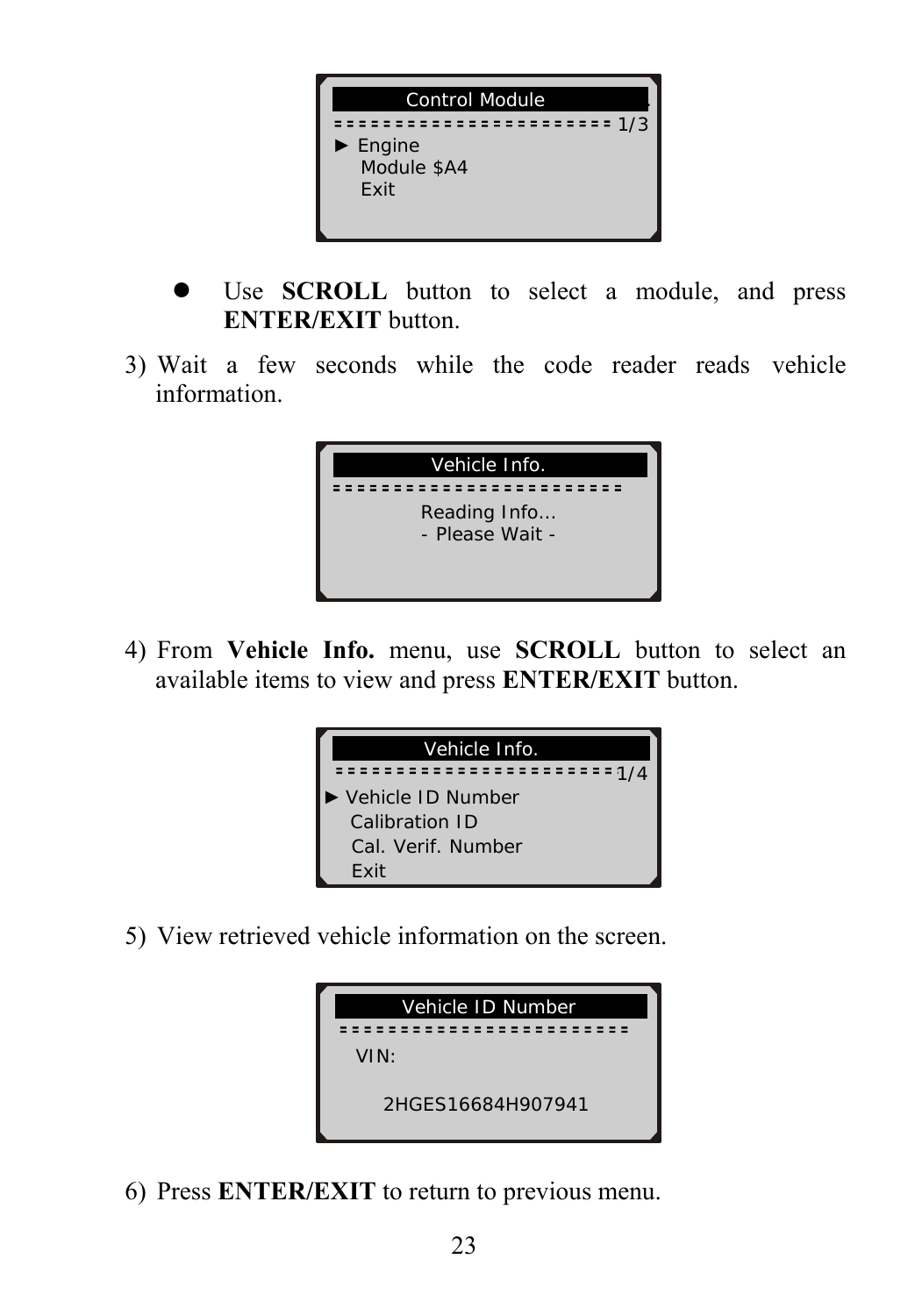```
Control Module
======================= 1/3
► Engine
  Module $A4
  Exit
```

- Use **SCROLL** button to select a module, and press **ENTER/EXIT** button.

3) Wait a few seconds while the code reader reads vehicle information.

```
Vehicle Info.
========================
Reading Info...
- Please Wait -
```

4) From **Vehicle Info.** menu, use **SCROLL** button to select an available items to view and press **ENTER/EXIT** button.

```
Vehicle Info.
======================1/4
► Vehicle ID Number
  Calibration ID
  Cal. Verif. Number
  Exit
```

5) View retrieved vehicle information on the screen.

```
Vehicle ID Number
========================
VIN:

2HGES16684H907941
```

6) Press **ENTER/EXIT** to return to previous menu.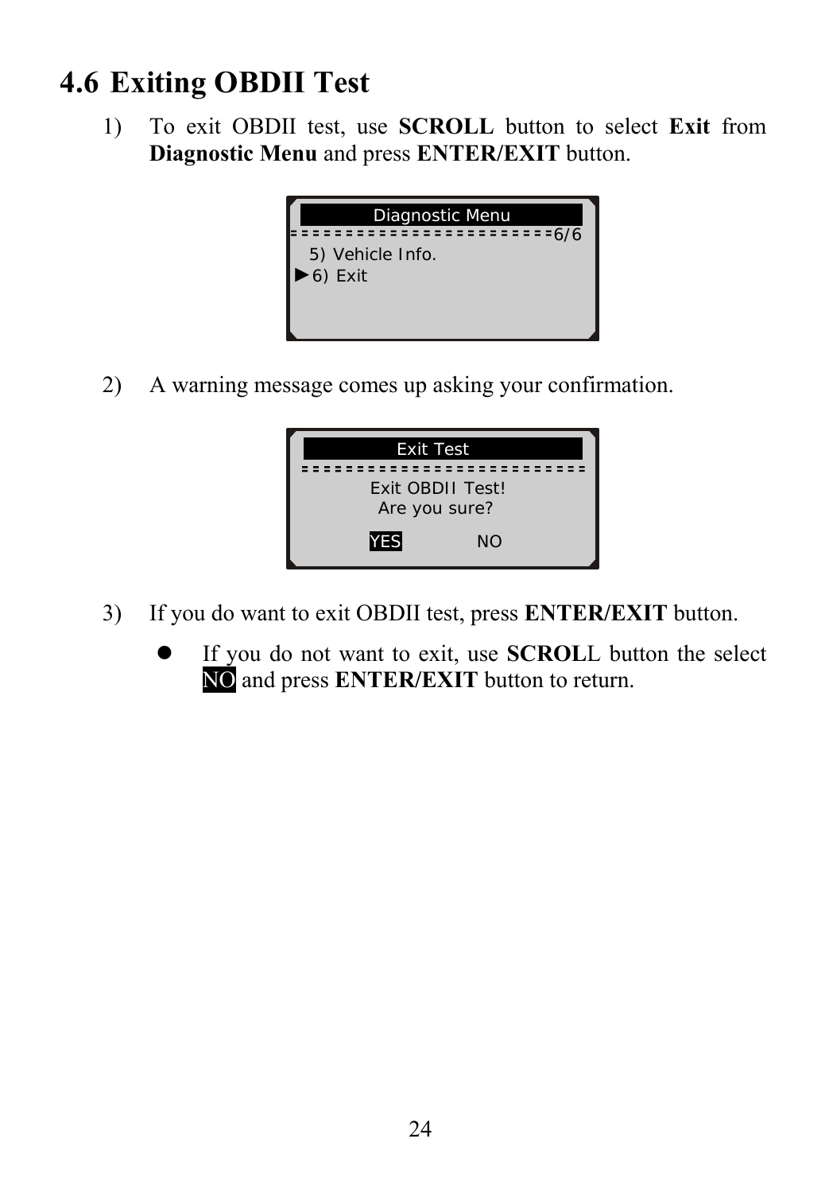## 4.6 Exiting OBDII Test

1) To exit OBDII test, use **SCROLL** button to select **Exit** from **Diagnostic Menu** and press **ENTER/EXIT** button.

```
Diagnostic Menu
========================6/6
  5) Vehicle Info.
►6) Exit
```

2) A warning message comes up asking your confirmation.

```
Exit Test
==========================
Exit OBDII Test!
Are you sure?

YES          NO
```

3) If you do want to exit OBDII test, press **ENTER/EXIT** button.

- If you do not want to exit, use **SCROL**L button the select NO and press **ENTER/EXIT** button to return.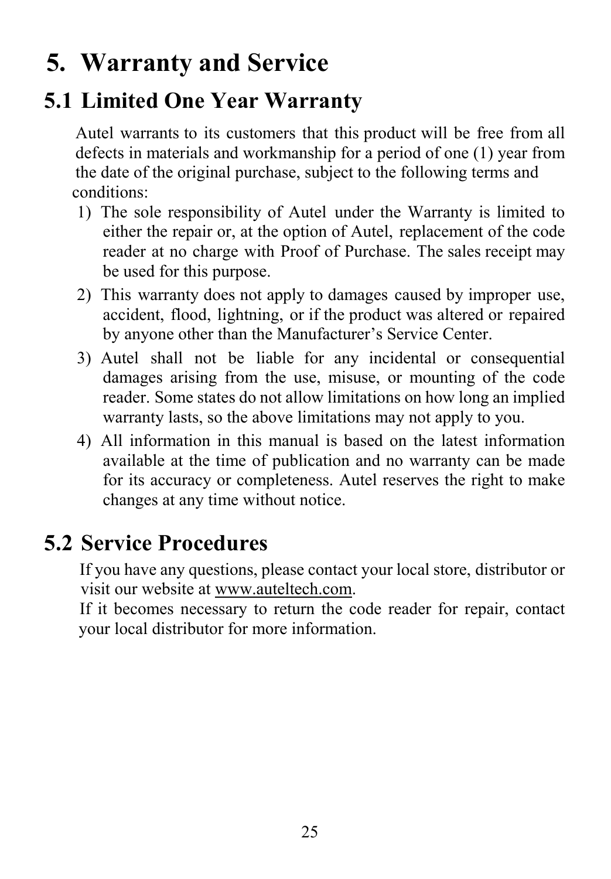# 5. Warranty and Service

## 5.1 Limited One Year Warranty

Autel warrants to its customers that this product will be free from all defects in materials and workmanship for a period of one (1) year from the date of the original purchase, subject to the following terms and conditions:

1) The sole responsibility of Autel under the Warranty is limited to either the repair or, at the option of Autel, replacement of the code reader at no charge with Proof of Purchase. The sales receipt may be used for this purpose.
2) This warranty does not apply to damages caused by improper use, accident, flood, lightning, or if the product was altered or repaired by anyone other than the Manufacturer's Service Center.
3) Autel shall not be liable for any incidental or consequential damages arising from the use, misuse, or mounting of the code reader. Some states do not allow limitations on how long an implied warranty lasts, so the above limitations may not apply to you.
4) All information in this manual is based on the latest information available at the time of publication and no warranty can be made for its accuracy or completeness. Autel reserves the right to make changes at any time without notice.

## 5.2 Service Procedures

If you have any questions, please contact your local store, distributor or visit our website at www.auteltech.com.

If it becomes necessary to return the code reader for repair, contact your local distributor for more information.